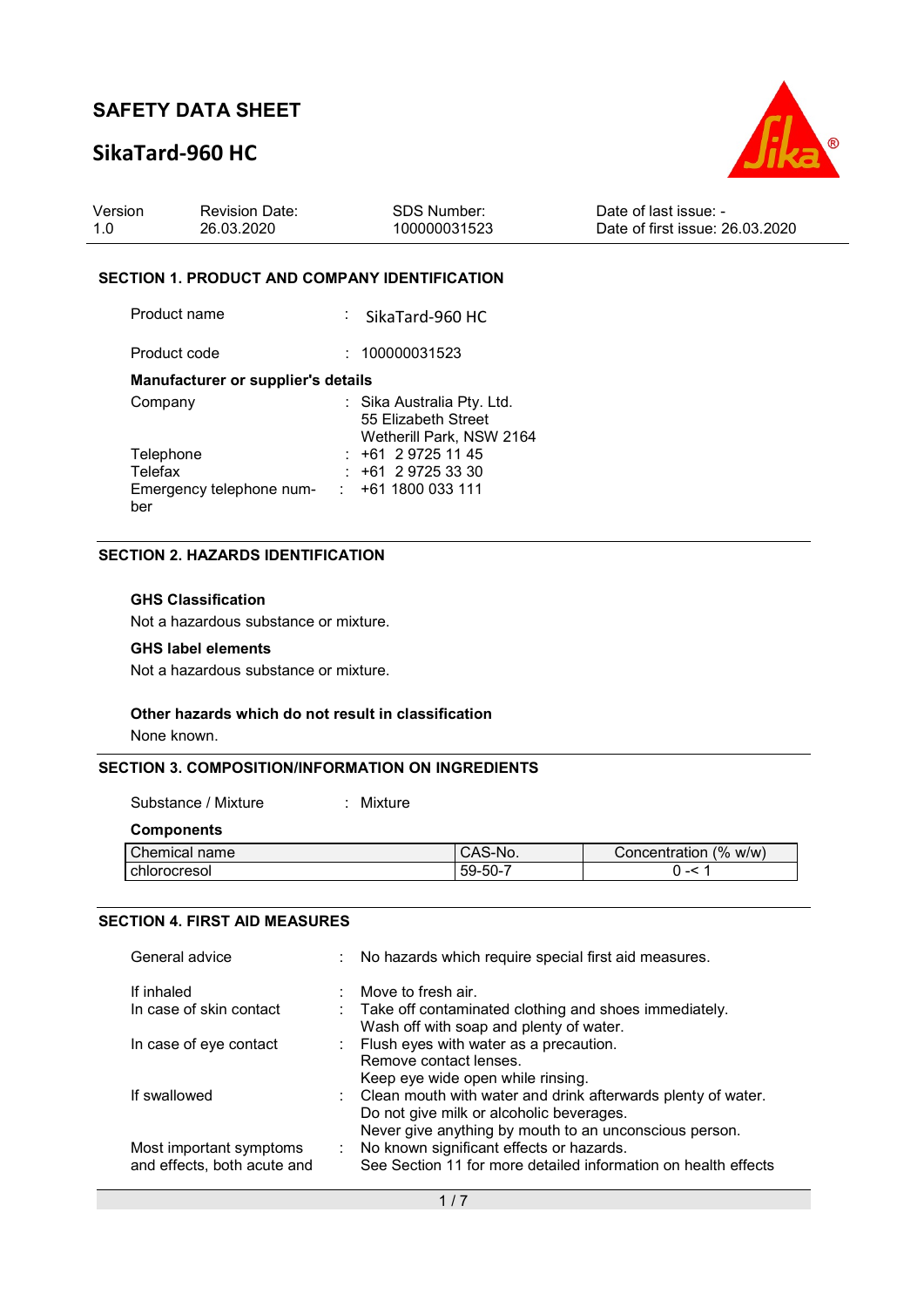# SAFETY DATA SHEET

## SikaTard-960 HC

| Version | Revision Date: | SDS Number: | Date of last issue: - |
|---|---|---|---|
| 1.0 | 26.03.2020 | 100000031523 | Date of first issue: 26.03.2020 |

### SECTION 1. PRODUCT AND COMPANY IDENTIFICATION

Product name : SikaTard-960 HC

Product code : 100000031523

**Manufacturer or supplier's details**

Company : Sika Australia Pty. Ltd.
55 Elizabeth Street
Wetherill Park, NSW 2164

Telephone : +61 2 9725 11 45

Telefax : +61 2 9725 33 30

Emergency telephone number : +61 1800 033 111

### SECTION 2. HAZARDS IDENTIFICATION

**GHS Classification**

Not a hazardous substance or mixture.

**GHS label elements**

Not a hazardous substance or mixture.

**Other hazards which do not result in classification**

None known.

### SECTION 3. COMPOSITION/INFORMATION ON INGREDIENTS

Substance / Mixture : Mixture

**Components**

| Chemical name | CAS-No. | Concentration (% w/w) |
|---|---|---|
| chlorocresol | 59-50-7 | 0 -< 1 |

### SECTION 4. FIRST AID MEASURES

General advice : No hazards which require special first aid measures.

If inhaled : Move to fresh air.

In case of skin contact : Take off contaminated clothing and shoes immediately.
Wash off with soap and plenty of water.

In case of eye contact : Flush eyes with water as a precaution.
Remove contact lenses.
Keep eye wide open while rinsing.

If swallowed : Clean mouth with water and drink afterwards plenty of water.
Do not give milk or alcoholic beverages.
Never give anything by mouth to an unconscious person.

Most important symptoms and effects, both acute and : No known significant effects or hazards.
See Section 11 for more detailed information on health effects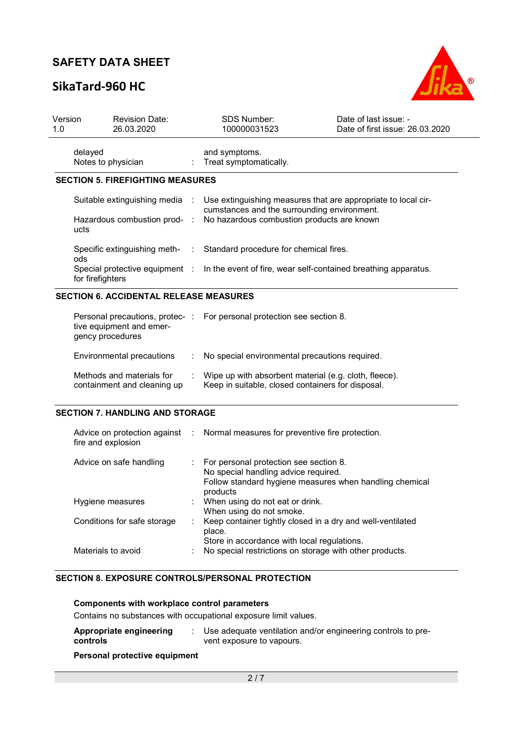| | | |
|---|---|---|
| delayed | | and symptoms. |
| Notes to physician | : | Treat symptomatically. |

## SECTION 5. FIREFIGHTING MEASURES

| | | |
|---|---|---|
| Suitable extinguishing media | : | Use extinguishing measures that are appropriate to local circumstances and the surrounding environment. |
| Hazardous combustion products | : | No hazardous combustion products are known |
| Specific extinguishing methods | : | Standard procedure for chemical fires. |
| Special protective equipment for firefighters | : | In the event of fire, wear self-contained breathing apparatus. |

## SECTION 6. ACCIDENTAL RELEASE MEASURES

| | | |
|---|---|---|
| Personal precautions, protective equipment and emergency procedures | : | For personal protection see section 8. |
| Environmental precautions | : | No special environmental precautions required. |
| Methods and materials for containment and cleaning up | : | Wipe up with absorbent material (e.g. cloth, fleece).<br>Keep in suitable, closed containers for disposal. |

## SECTION 7. HANDLING AND STORAGE

| | | |
|---|---|---|
| Advice on protection against fire and explosion | : | Normal measures for preventive fire protection. |
| Advice on safe handling | : | For personal protection see section 8.<br>No special handling advice required.<br>Follow standard hygiene measures when handling chemical products |
| Hygiene measures | : | When using do not eat or drink.<br>When using do not smoke. |
| Conditions for safe storage | : | Keep container tightly closed in a dry and well-ventilated place.<br>Store in accordance with local regulations. |
| Materials to avoid | : | No special restrictions on storage with other products. |

## SECTION 8. EXPOSURE CONTROLS/PERSONAL PROTECTION

**Components with workplace control parameters**

Contains no substances with occupational exposure limit values.

| | | |
|---|---|---|
| **Appropriate engineering controls** | : | Use adequate ventilation and/or engineering controls to prevent exposure to vapours. |

**Personal protective equipment**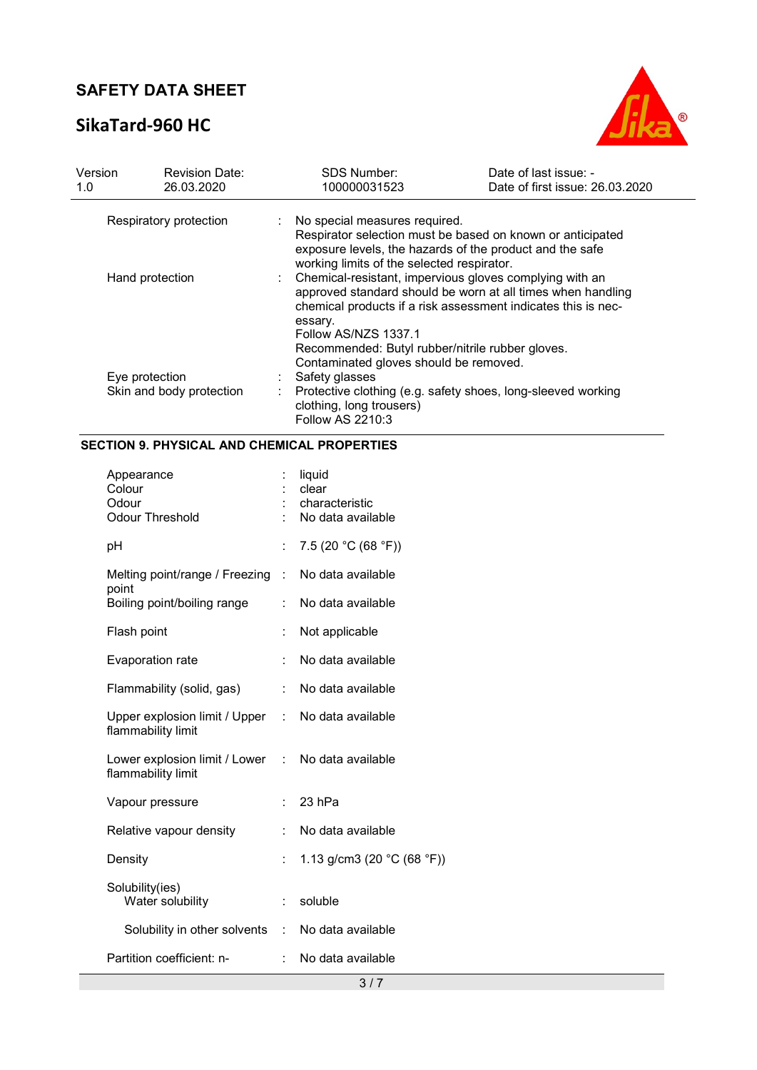| | | |
|---|---|---|
| Respiratory protection | : | No special measures required.<br>Respirator selection must be based on known or anticipated exposure levels, the hazards of the product and the safe working limits of the selected respirator. |
| Hand protection | : | Chemical-resistant, impervious gloves complying with an approved standard should be worn at all times when handling chemical products if a risk assessment indicates this is necessary.<br>Follow AS/NZS 1337.1<br>Recommended: Butyl rubber/nitrile rubber gloves.<br>Contaminated gloves should be removed. |
| Eye protection | : | Safety glasses |
| Skin and body protection | : | Protective clothing (e.g. safety shoes, long-sleeved working clothing, long trousers)<br>Follow AS 2210:3 |

## SECTION 9. PHYSICAL AND CHEMICAL PROPERTIES

| | | |
|---|---|---|
| Appearance | : | liquid |
| Colour | : | clear |
| Odour | : | characteristic |
| Odour Threshold | : | No data available |
| pH | : | 7.5 (20 °C (68 °F)) |
| Melting point/range / Freezing point | : | No data available |
| Boiling point/boiling range | : | No data available |
| Flash point | : | Not applicable |
| Evaporation rate | : | No data available |
| Flammability (solid, gas) | : | No data available |
| Upper explosion limit / Upper flammability limit | : | No data available |
| Lower explosion limit / Lower flammability limit | : | No data available |
| Vapour pressure | : | 23 hPa |
| Relative vapour density | : | No data available |
| Density | : | 1.13 g/cm3 (20 °C (68 °F)) |
| Solubility(ies)<br>Water solubility | : | soluble |
| Solubility in other solvents | : | No data available |
| Partition coefficient: n- | : | No data available |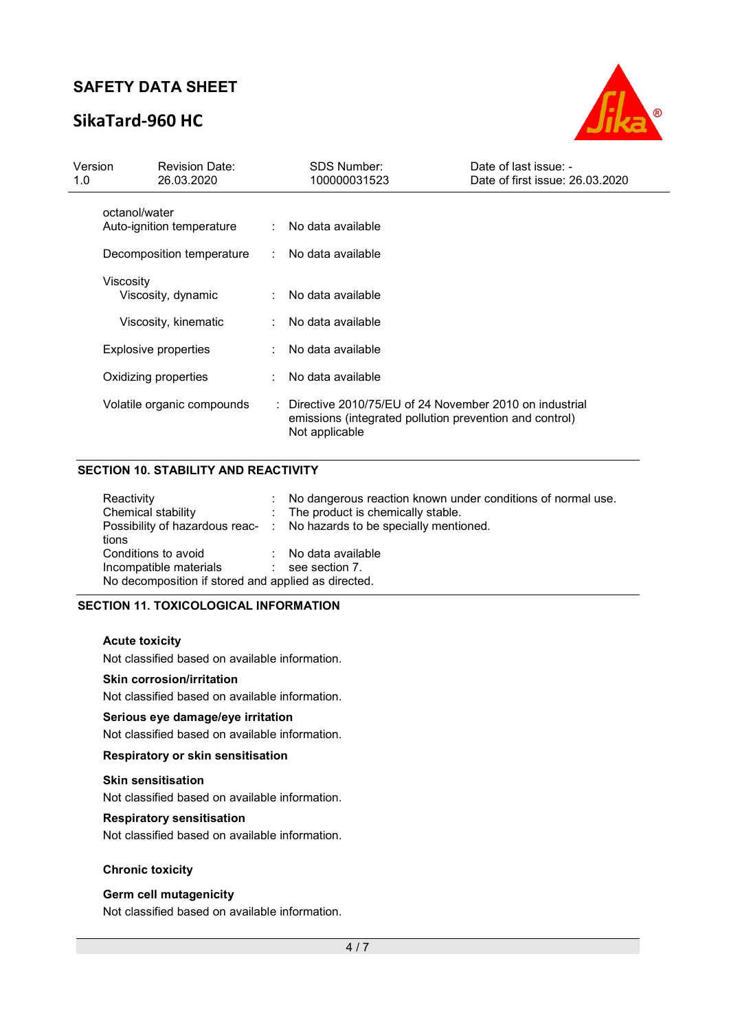| | | |
|---|---|---|
| octanol/water | | |
| Auto-ignition temperature | : | No data available |
| Decomposition temperature | : | No data available |
| Viscosity | | |
| Viscosity, dynamic | : | No data available |
| Viscosity, kinematic | : | No data available |
| Explosive properties | : | No data available |
| Oxidizing properties | : | No data available |
| Volatile organic compounds | : | Directive 2010/75/EU of 24 November 2010 on industrial emissions (integrated pollution prevention and control)<br>Not applicable |

## SECTION 10. STABILITY AND REACTIVITY

| | | |
|---|---|---|
| Reactivity | : | No dangerous reaction known under conditions of normal use. |
| Chemical stability | : | The product is chemically stable. |
| Possibility of hazardous reactions | : | No hazards to be specially mentioned. |
| Conditions to avoid | : | No data available |
| Incompatible materials | : | see section 7. |

No decomposition if stored and applied as directed.

## SECTION 11. TOXICOLOGICAL INFORMATION

**Acute toxicity**

Not classified based on available information.

**Skin corrosion/irritation**

Not classified based on available information.

**Serious eye damage/eye irritation**

Not classified based on available information.

**Respiratory or skin sensitisation**

**Skin sensitisation**

Not classified based on available information.

**Respiratory sensitisation**

Not classified based on available information.

**Chronic toxicity**

**Germ cell mutagenicity**

Not classified based on available information.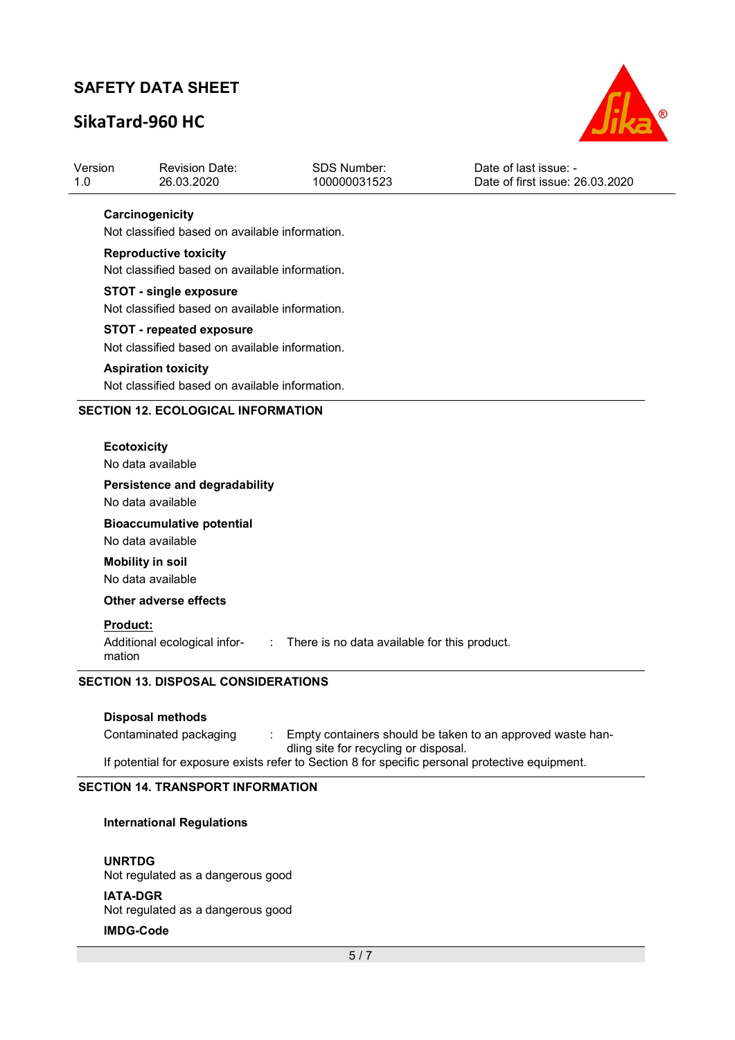**Carcinogenicity**

Not classified based on available information.

**Reproductive toxicity**

Not classified based on available information.

**STOT - single exposure**

Not classified based on available information.

**STOT - repeated exposure**

Not classified based on available information.

**Aspiration toxicity**

Not classified based on available information.

## SECTION 12. ECOLOGICAL INFORMATION

**Ecotoxicity**

No data available

**Persistence and degradability**

No data available

**Bioaccumulative potential**

No data available

**Mobility in soil**

No data available

**Other adverse effects**

**Product:**

Additional ecological information : There is no data available for this product.

## SECTION 13. DISPOSAL CONSIDERATIONS

**Disposal methods**

Contaminated packaging : Empty containers should be taken to an approved waste handling site for recycling or disposal.

If potential for exposure exists refer to Section 8 for specific personal protective equipment.

## SECTION 14. TRANSPORT INFORMATION

**International Regulations**

**UNRTDG**

Not regulated as a dangerous good

**IATA-DGR**

Not regulated as a dangerous good

**IMDG-Code**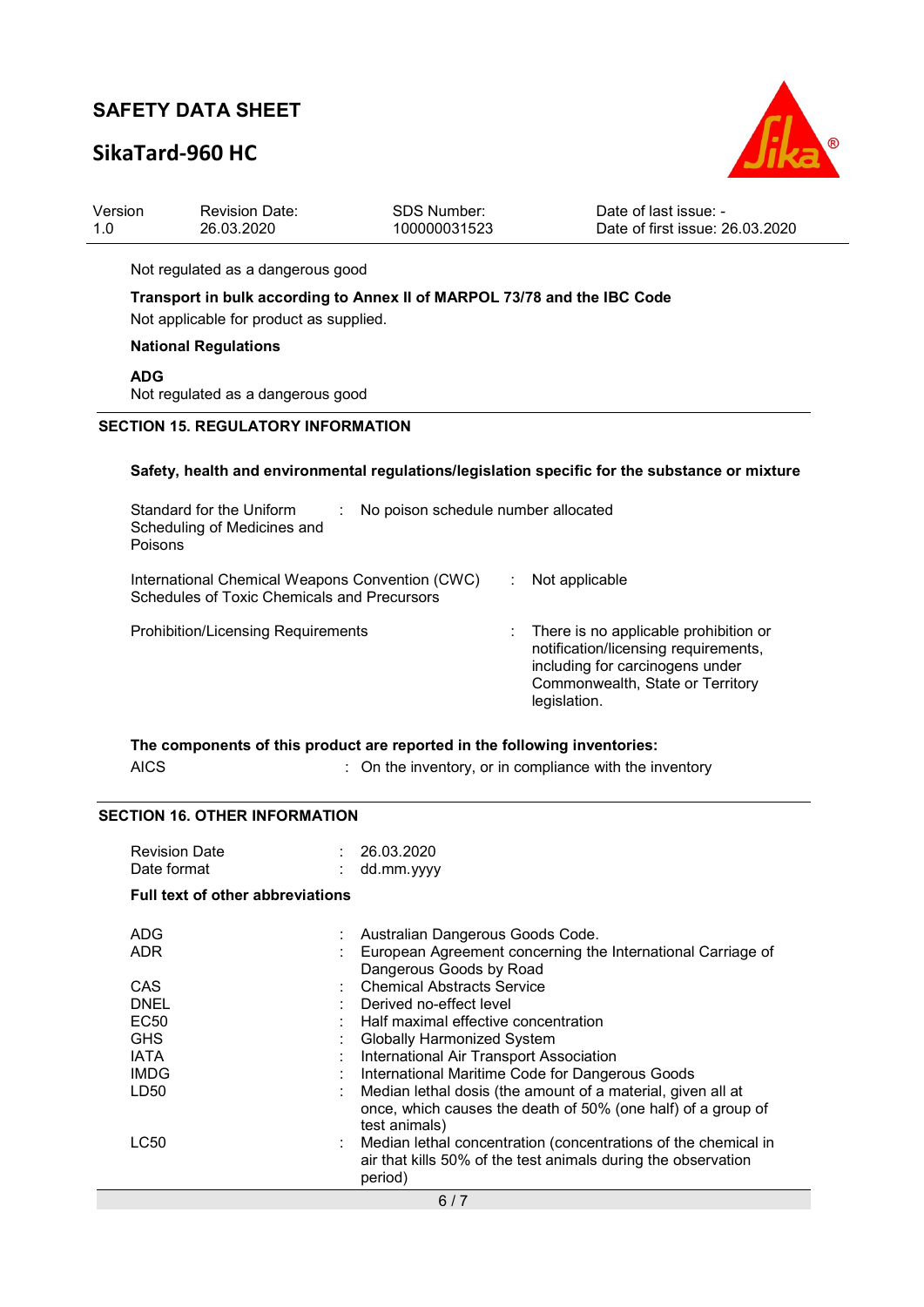Not regulated as a dangerous good

**Transport in bulk according to Annex II of MARPOL 73/78 and the IBC Code**

Not applicable for product as supplied.

**National Regulations**

**ADG**

Not regulated as a dangerous good

## SECTION 15. REGULATORY INFORMATION

**Safety, health and environmental regulations/legislation specific for the substance or mixture**

| | | |
|---|---|---|
| Standard for the Uniform Scheduling of Medicines and Poisons | : | No poison schedule number allocated |
| International Chemical Weapons Convention (CWC) Schedules of Toxic Chemicals and Precursors | : | Not applicable |
| Prohibition/Licensing Requirements | : | There is no applicable prohibition or notification/licensing requirements, including for carcinogens under Commonwealth, State or Territory legislation. |

**The components of this product are reported in the following inventories:**

| | | |
|---|---|---|
| AICS | : | On the inventory, or in compliance with the inventory |

## SECTION 16. OTHER INFORMATION

| | | |
|---|---|---|
| Revision Date | : | 26.03.2020 |
| Date format | : | dd.mm.yyyy |

**Full text of other abbreviations**

| | | |
|---|---|---|
| ADG | : | Australian Dangerous Goods Code. |
| ADR | : | European Agreement concerning the International Carriage of Dangerous Goods by Road |
| CAS | : | Chemical Abstracts Service |
| DNEL | : | Derived no-effect level |
| EC50 | : | Half maximal effective concentration |
| GHS | : | Globally Harmonized System |
| IATA | : | International Air Transport Association |
| IMDG | : | International Maritime Code for Dangerous Goods |
| LD50 | : | Median lethal dosis (the amount of a material, given all at once, which causes the death of 50% (one half) of a group of test animals) |
| LC50 | : | Median lethal concentration (concentrations of the chemical in air that kills 50% of the test animals during the observation period) |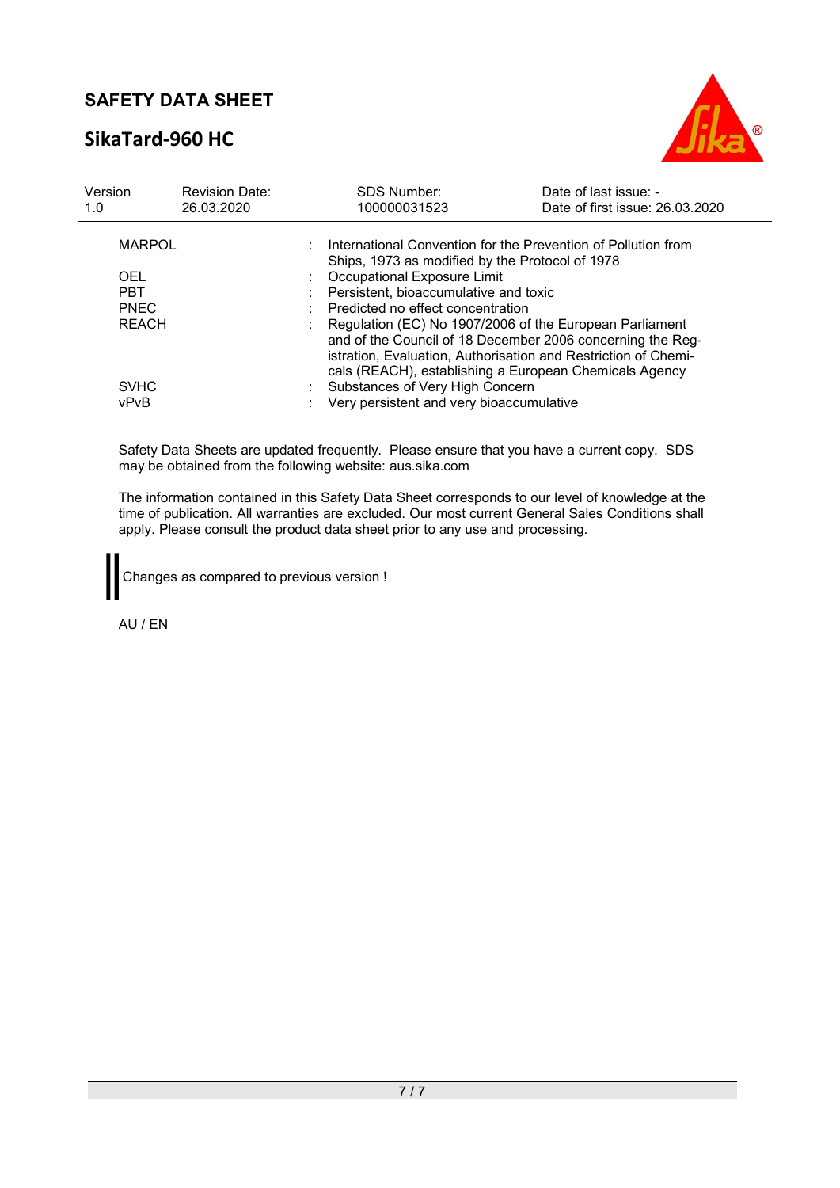| | | |
|---|---|---|
| MARPOL | : | International Convention for the Prevention of Pollution from Ships, 1973 as modified by the Protocol of 1978 |
| OEL | : | Occupational Exposure Limit |
| PBT | : | Persistent, bioaccumulative and toxic |
| PNEC | : | Predicted no effect concentration |
| REACH | : | Regulation (EC) No 1907/2006 of the European Parliament and of the Council of 18 December 2006 concerning the Registration, Evaluation, Authorisation and Restriction of Chemicals (REACH), establishing a European Chemicals Agency |
| SVHC | : | Substances of Very High Concern |
| vPvB | : | Very persistent and very bioaccumulative |

Safety Data Sheets are updated frequently. Please ensure that you have a current copy. SDS may be obtained from the following website: aus.sika.com

The information contained in this Safety Data Sheet corresponds to our level of knowledge at the time of publication. All warranties are excluded. Our most current General Sales Conditions shall apply. Please consult the product data sheet prior to any use and processing.

Changes as compared to previous version !

AU / EN